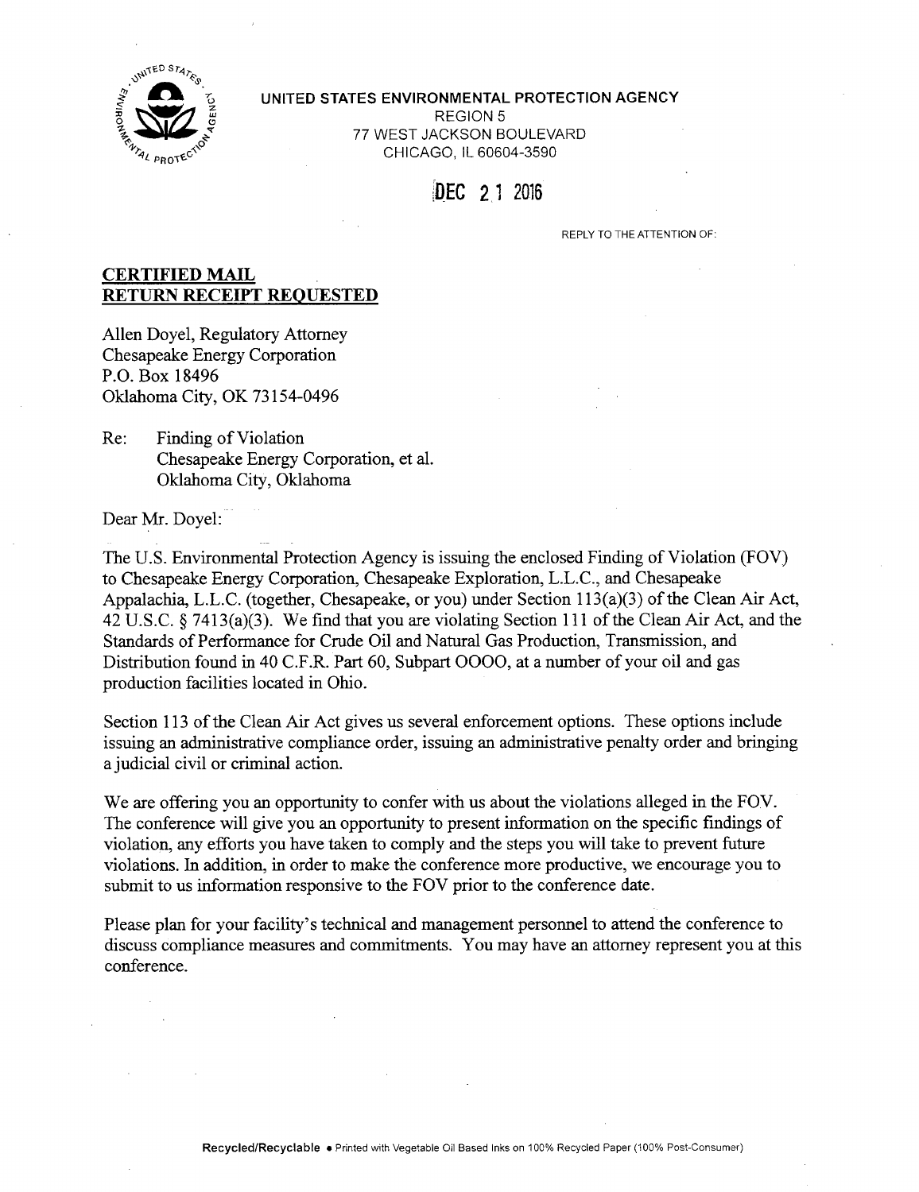UNITED STATES ENVIRONMENTAL PROTECTION AGENCY
REGION 5
77 WEST JACKSON BOULEVARD
CHICAGO, IL 60604-3590

DEC 21 2016

REPLY TO THE ATTENTION OF:

**CERTIFIED MAIL**
**RETURN RECEIPT REQUESTED**

Allen Doyel, Regulatory Attorney
Chesapeake Energy Corporation
P.O. Box 18496
Oklahoma City, OK 73154-0496

Re: Finding of Violation
Chesapeake Energy Corporation, et al.
Oklahoma City, Oklahoma

Dear Mr. Doyel:

The U.S. Environmental Protection Agency is issuing the enclosed Finding of Violation (FOV) to Chesapeake Energy Corporation, Chesapeake Exploration, L.L.C., and Chesapeake Appalachia, L.L.C. (together, Chesapeake, or you) under Section 113(a)(3) of the Clean Air Act, 42 U.S.C. § 7413(a)(3). We find that you are violating Section 111 of the Clean Air Act, and the Standards of Performance for Crude Oil and Natural Gas Production, Transmission, and Distribution found in 40 C.F.R. Part 60, Subpart OOOO, at a number of your oil and gas production facilities located in Ohio.

Section 113 of the Clean Air Act gives us several enforcement options. These options include issuing an administrative compliance order, issuing an administrative penalty order and bringing a judicial civil or criminal action.

We are offering you an opportunity to confer with us about the violations alleged in the FOV. The conference will give you an opportunity to present information on the specific findings of violation, any efforts you have taken to comply and the steps you will take to prevent future violations. In addition, in order to make the conference more productive, we encourage you to submit to us information responsive to the FOV prior to the conference date.

Please plan for your facility's technical and management personnel to attend the conference to discuss compliance measures and commitments. You may have an attorney represent you at this conference.

Recycled/Recyclable • Printed with Vegetable Oil Based Inks on 100% Recycled Paper (100% Post-Consumer)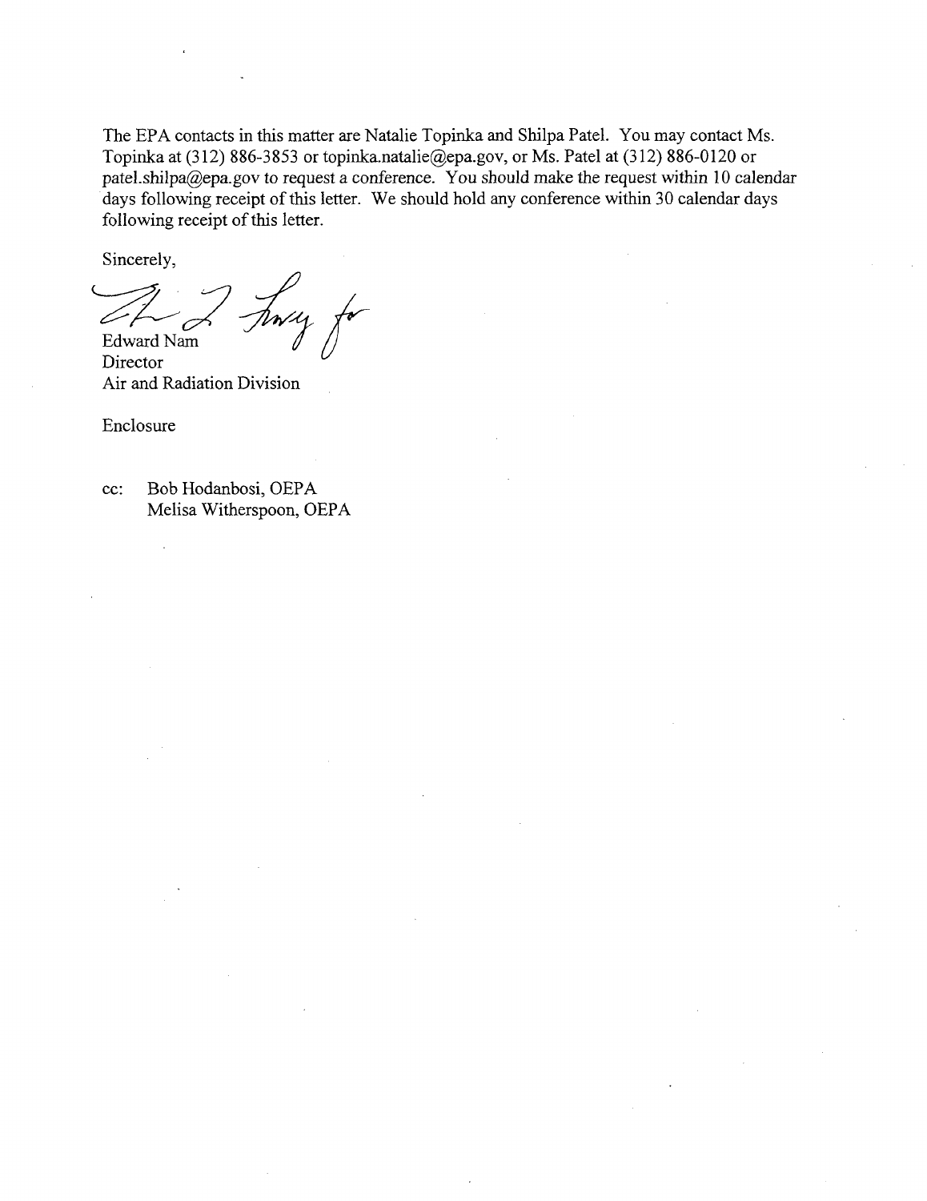The EPA contacts in this matter are Natalie Topinka and Shilpa Patel. You may contact Ms. Topinka at (312) 886-3853 or topinka.natalie@epa.gov, or Ms. Patel at (312) 886-0120 or patel.shilpa@epa.gov to request a conference. You should make the request within 10 calendar days following receipt of this letter. We should hold any conference within 30 calendar days following receipt of this letter.

Sincerely,

Edward Nam
Director
Air and Radiation Division

Enclosure

cc: Bob Hodanbosi, OEPA
Melisa Witherspoon, OEPA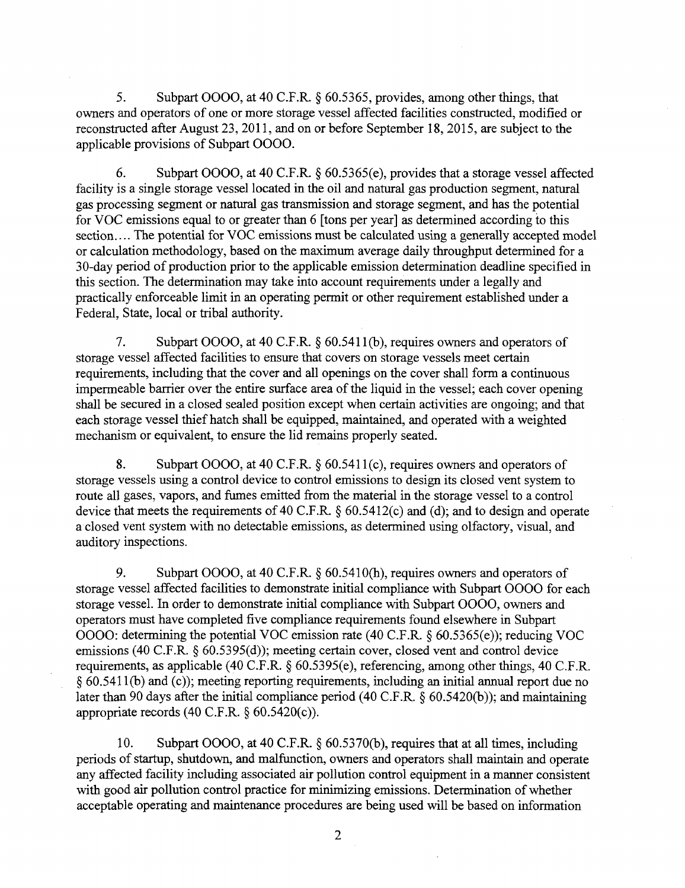5. Subpart OOOO, at 40 C.F.R. § 60.5365, provides, among other things, that owners and operators of one or more storage vessel affected facilities constructed, modified or reconstructed after August 23, 2011, and on or before September 18, 2015, are subject to the applicable provisions of Subpart OOOO.

6. Subpart OOOO, at 40 C.F.R. § 60.5365(e), provides that a storage vessel affected facility is a single storage vessel located in the oil and natural gas production segment, natural gas processing segment or natural gas transmission and storage segment, and has the potential for VOC emissions equal to or greater than 6 [tons per year] as determined according to this section.... The potential for VOC emissions must be calculated using a generally accepted model or calculation methodology, based on the maximum average daily throughput determined for a 30-day period of production prior to the applicable emission determination deadline specified in this section. The determination may take into account requirements under a legally and practically enforceable limit in an operating permit or other requirement established under a Federal, State, local or tribal authority.

7. Subpart OOOO, at 40 C.F.R. § 60.5411(b), requires owners and operators of storage vessel affected facilities to ensure that covers on storage vessels meet certain requirements, including that the cover and all openings on the cover shall form a continuous impermeable barrier over the entire surface area of the liquid in the vessel; each cover opening shall be secured in a closed sealed position except when certain activities are ongoing; and that each storage vessel thief hatch shall be equipped, maintained, and operated with a weighted mechanism or equivalent, to ensure the lid remains properly seated.

8. Subpart OOOO, at 40 C.F.R. § 60.5411(c), requires owners and operators of storage vessels using a control device to control emissions to design its closed vent system to route all gases, vapors, and fumes emitted from the material in the storage vessel to a control device that meets the requirements of 40 C.F.R. § 60.5412(c) and (d); and to design and operate a closed vent system with no detectable emissions, as determined using olfactory, visual, and auditory inspections.

9. Subpart OOOO, at 40 C.F.R. § 60.5410(h), requires owners and operators of storage vessel affected facilities to demonstrate initial compliance with Subpart OOOO for each storage vessel. In order to demonstrate initial compliance with Subpart OOOO, owners and operators must have completed five compliance requirements found elsewhere in Subpart OOOO: determining the potential VOC emission rate (40 C.F.R. § 60.5365(e)); reducing VOC emissions (40 C.F.R. § 60.5395(d)); meeting certain cover, closed vent and control device requirements, as applicable (40 C.F.R. § 60.5395(e), referencing, among other things, 40 C.F.R. § 60.5411(b) and (c)); meeting reporting requirements, including an initial annual report due no later than 90 days after the initial compliance period (40 C.F.R. § 60.5420(b)); and maintaining appropriate records (40 C.F.R. § 60.5420(c)).

10. Subpart OOOO, at 40 C.F.R. § 60.5370(b), requires that at all times, including periods of startup, shutdown, and malfunction, owners and operators shall maintain and operate any affected facility including associated air pollution control equipment in a manner consistent with good air pollution control practice for minimizing emissions. Determination of whether acceptable operating and maintenance procedures are being used will be based on information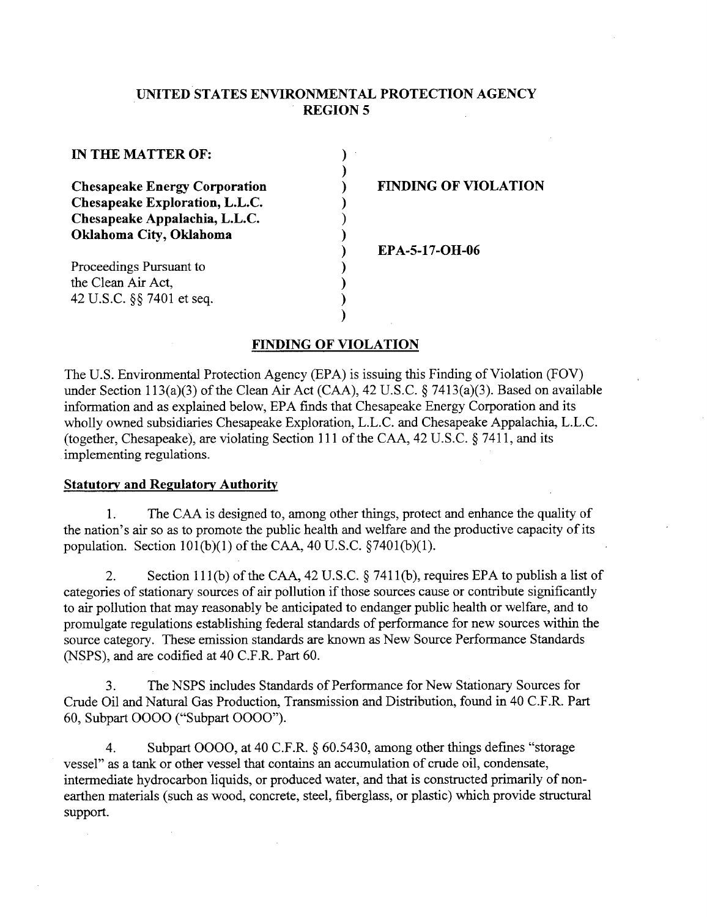# UNITED STATES ENVIRONMENTAL PROTECTION AGENCY
## REGION 5

| | | |
|---|---|---|
| **IN THE MATTER OF:** | ) | |
| | ) | |
| **Chesapeake Energy Corporation** | ) | **FINDING OF VIOLATION** |
| **Chesapeake Exploration, L.L.C.** | ) | |
| **Chesapeake Appalachia, L.L.C.** | ) | |
| **Oklahoma City, Oklahoma** | ) | |
| | ) | **EPA-5-17-OH-06** |
| Proceedings Pursuant to | ) | |
| the Clean Air Act, | ) | |
| 42 U.S.C. §§ 7401 et seq. | ) | |
| | ) | |

## FINDING OF VIOLATION

The U.S. Environmental Protection Agency (EPA) is issuing this Finding of Violation (FOV) under Section 113(a)(3) of the Clean Air Act (CAA), 42 U.S.C. § 7413(a)(3). Based on available information and as explained below, EPA finds that Chesapeake Energy Corporation and its wholly owned subsidiaries Chesapeake Exploration, L.L.C. and Chesapeake Appalachia, L.L.C. (together, Chesapeake), are violating Section 111 of the CAA, 42 U.S.C. § 7411, and its implementing regulations.

### Statutory and Regulatory Authority

1. The CAA is designed to, among other things, protect and enhance the quality of the nation's air so as to promote the public health and welfare and the productive capacity of its population. Section 101(b)(1) of the CAA, 40 U.S.C. §7401(b)(1).

2. Section 111(b) of the CAA, 42 U.S.C. § 7411(b), requires EPA to publish a list of categories of stationary sources of air pollution if those sources cause or contribute significantly to air pollution that may reasonably be anticipated to endanger public health or welfare, and to promulgate regulations establishing federal standards of performance for new sources within the source category. These emission standards are known as New Source Performance Standards (NSPS), and are codified at 40 C.F.R. Part 60.

3. The NSPS includes Standards of Performance for New Stationary Sources for Crude Oil and Natural Gas Production, Transmission and Distribution, found in 40 C.F.R. Part 60, Subpart OOOO ("Subpart OOOO").

4. Subpart OOOO, at 40 C.F.R. § 60.5430, among other things defines "storage vessel" as a tank or other vessel that contains an accumulation of crude oil, condensate, intermediate hydrocarbon liquids, or produced water, and that is constructed primarily of non-earthen materials (such as wood, concrete, steel, fiberglass, or plastic) which provide structural support.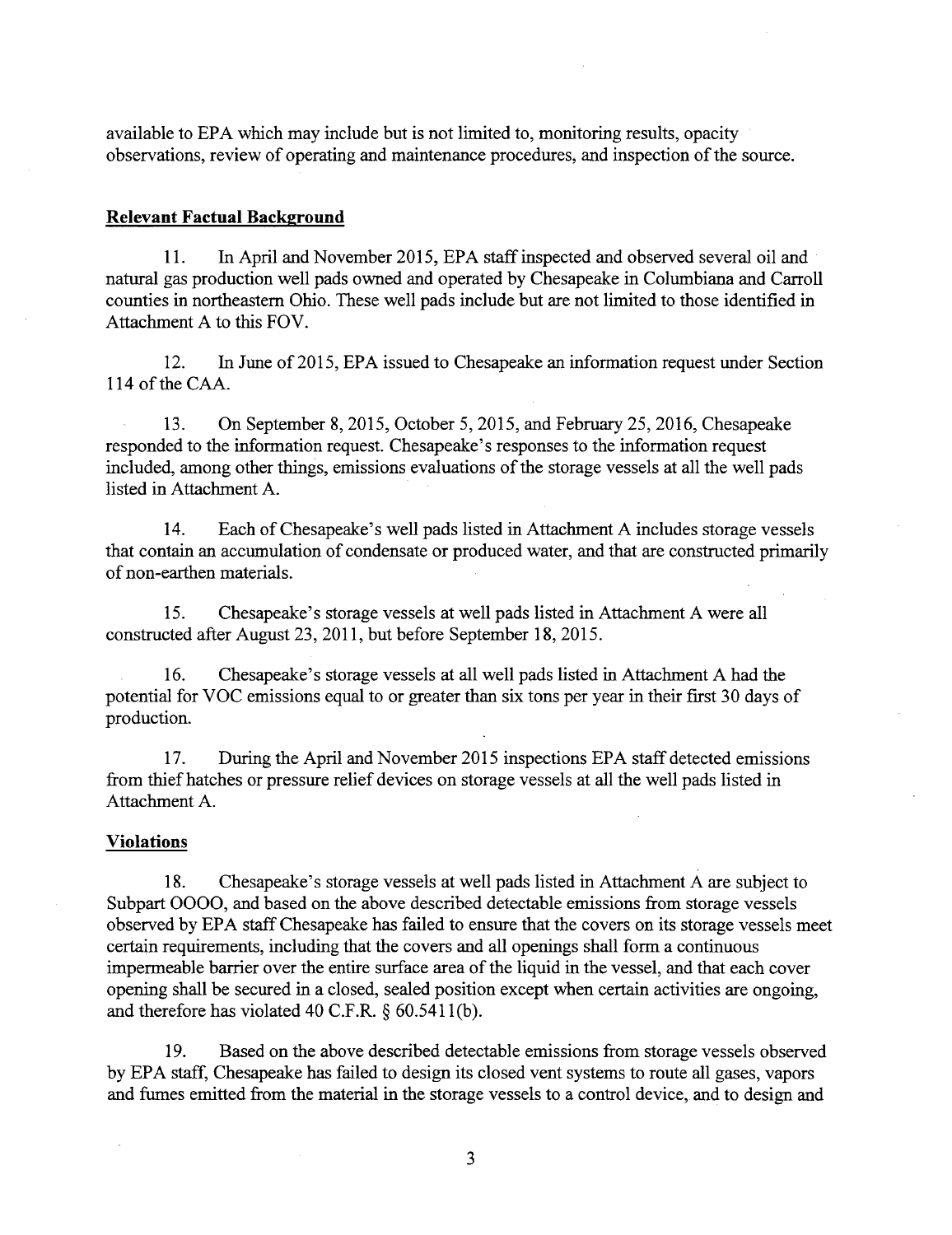available to EPA which may include but is not limited to, monitoring results, opacity observations, review of operating and maintenance procedures, and inspection of the source.

## Relevant Factual Background

11. In April and November 2015, EPA staff inspected and observed several oil and natural gas production well pads owned and operated by Chesapeake in Columbiana and Carroll counties in northeastern Ohio. These well pads include but are not limited to those identified in Attachment A to this FOV.

12. In June of 2015, EPA issued to Chesapeake an information request under Section 114 of the CAA.

13. On September 8, 2015, October 5, 2015, and February 25, 2016, Chesapeake responded to the information request. Chesapeake's responses to the information request included, among other things, emissions evaluations of the storage vessels at all the well pads listed in Attachment A.

14. Each of Chesapeake's well pads listed in Attachment A includes storage vessels that contain an accumulation of condensate or produced water, and that are constructed primarily of non-earthen materials.

15. Chesapeake's storage vessels at well pads listed in Attachment A were all constructed after August 23, 2011, but before September 18, 2015.

16. Chesapeake's storage vessels at all well pads listed in Attachment A had the potential for VOC emissions equal to or greater than six tons per year in their first 30 days of production.

17. During the April and November 2015 inspections EPA staff detected emissions from thief hatches or pressure relief devices on storage vessels at all the well pads listed in Attachment A.

## Violations

18. Chesapeake's storage vessels at well pads listed in Attachment A are subject to Subpart OOOO, and based on the above described detectable emissions from storage vessels observed by EPA staff Chesapeake has failed to ensure that the covers on its storage vessels meet certain requirements, including that the covers and all openings shall form a continuous impermeable barrier over the entire surface area of the liquid in the vessel, and that each cover opening shall be secured in a closed, sealed position except when certain activities are ongoing, and therefore has violated 40 C.F.R. § 60.5411(b).

19. Based on the above described detectable emissions from storage vessels observed by EPA staff, Chesapeake has failed to design its closed vent systems to route all gases, vapors and fumes emitted from the material in the storage vessels to a control device, and to design and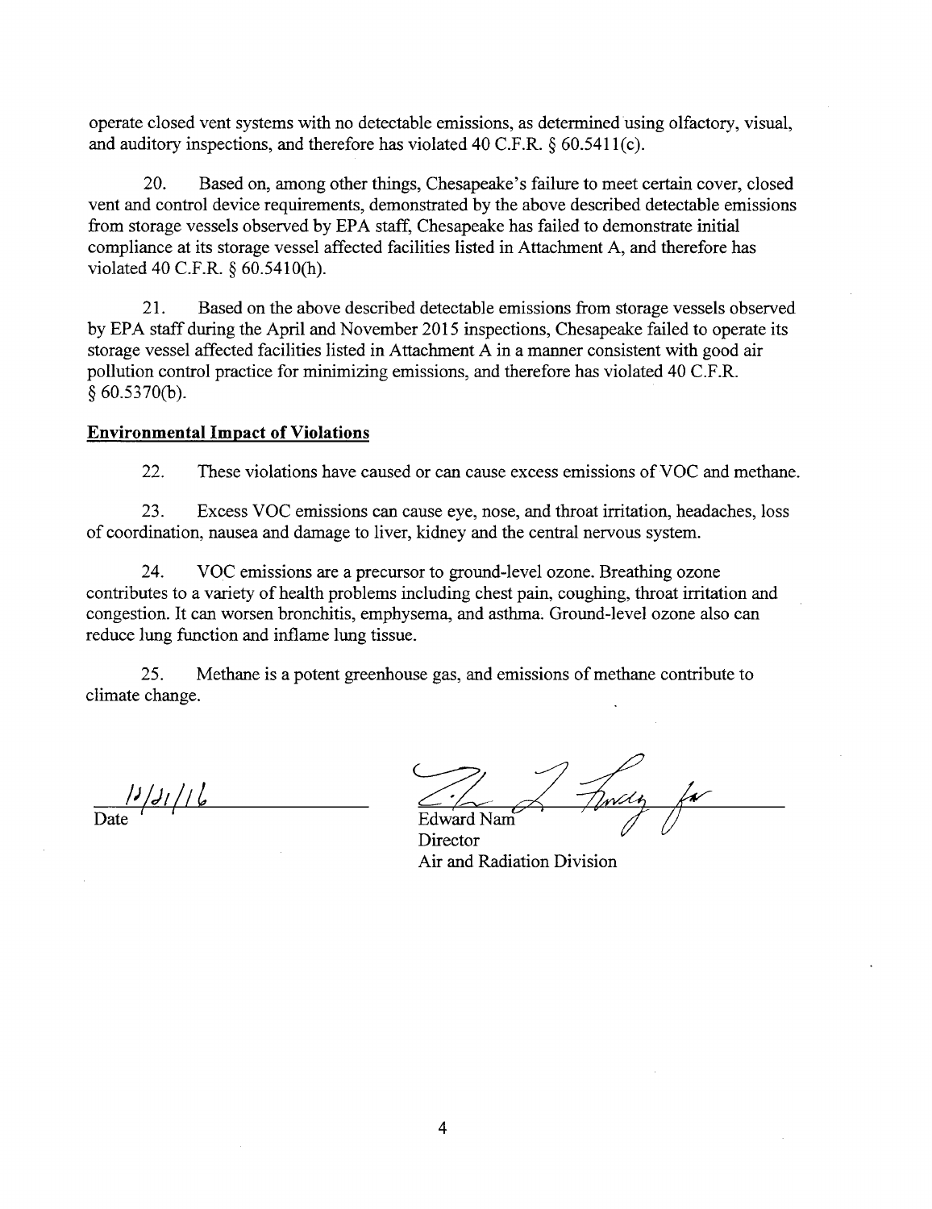operate closed vent systems with no detectable emissions, as determined using olfactory, visual, and auditory inspections, and therefore has violated 40 C.F.R. § 60.5411(c).

20. Based on, among other things, Chesapeake's failure to meet certain cover, closed vent and control device requirements, demonstrated by the above described detectable emissions from storage vessels observed by EPA staff, Chesapeake has failed to demonstrate initial compliance at its storage vessel affected facilities listed in Attachment A, and therefore has violated 40 C.F.R. § 60.5410(h).

21. Based on the above described detectable emissions from storage vessels observed by EPA staff during the April and November 2015 inspections, Chesapeake failed to operate its storage vessel affected facilities listed in Attachment A in a manner consistent with good air pollution control practice for minimizing emissions, and therefore has violated 40 C.F.R. § 60.5370(b).

**Environmental Impact of Violations**

22. These violations have caused or can cause excess emissions of VOC and methane.

23. Excess VOC emissions can cause eye, nose, and throat irritation, headaches, loss of coordination, nausea and damage to liver, kidney and the central nervous system.

24. VOC emissions are a precursor to ground-level ozone. Breathing ozone contributes to a variety of health problems including chest pain, coughing, throat irritation and congestion. It can worsen bronchitis, emphysema, and asthma. Ground-level ozone also can reduce lung function and inflame lung tissue.

25. Methane is a potent greenhouse gas, and emissions of methane contribute to climate change.

12/21/16
Date

Edward Nam
Director
Air and Radiation Division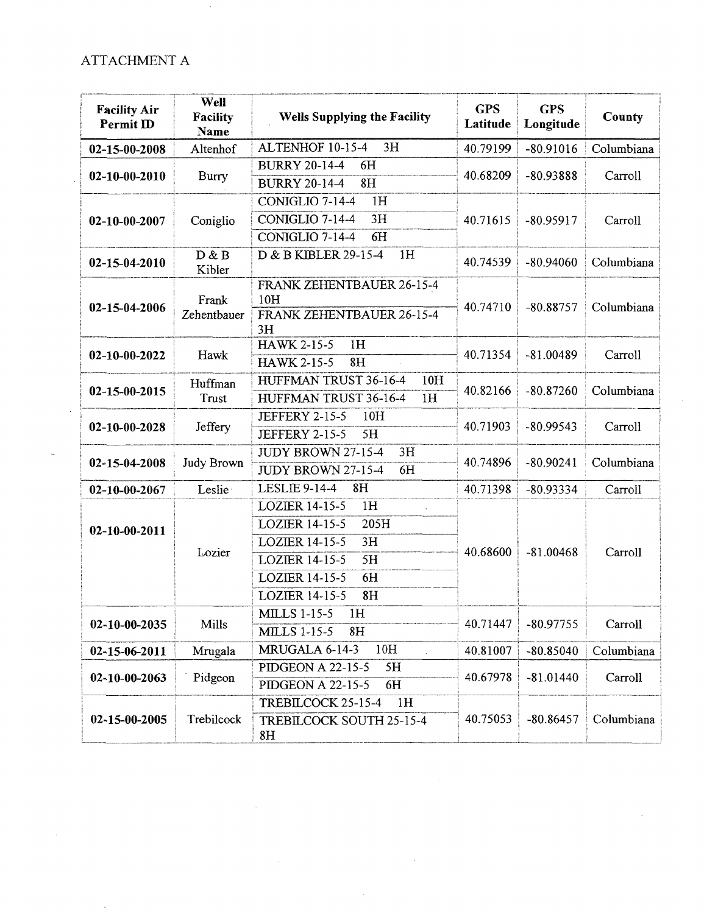ATTACHMENT A

| Facility Air Permit ID | Well Facility Name | Wells Supplying the Facility | GPS Latitude | GPS Longitude | County |
|---|---|---|---|---|---|
| 02-15-00-2008 | Altenhof | ALTENHOF 10-15-4 3H | 40.79199 | -80.91016 | Columbiana |
| 02-10-00-2010 | Burry | BURRY 20-14-4 6H | 40.68209 | -80.93888 | Carroll |
| | | BURRY 20-14-4 8H | | | |
| 02-10-00-2007 | Coniglio | CONIGLIO 7-14-4 1H | 40.71615 | -80.95917 | Carroll |
| | | CONIGLIO 7-14-4 3H | | | |
| | | CONIGLIO 7-14-4 6H | | | |
| 02-15-04-2010 | D & B Kibler | D & B KIBLER 29-15-4 1H | 40.74539 | -80.94060 | Columbiana |
| 02-15-04-2006 | Frank Zehentbauer | FRANK ZEHENTBAUER 26-15-4 10H | 40.74710 | -80.88757 | Columbiana |
| | | FRANK ZEHENTBAUER 26-15-4 3H | | | |
| 02-10-00-2022 | Hawk | HAWK 2-15-5 1H | 40.71354 | -81.00489 | Carroll |
| | | HAWK 2-15-5 8H | | | |
| 02-15-00-2015 | Huffman Trust | HUFFMAN TRUST 36-16-4 10H | 40.82166 | -80.87260 | Columbiana |
| | | HUFFMAN TRUST 36-16-4 1H | | | |
| 02-10-00-2028 | Jeffery | JEFFERY 2-15-5 10H | 40.71903 | -80.99543 | Carroll |
| | | JEFFERY 2-15-5 5H | | | |
| 02-15-04-2008 | Judy Brown | JUDY BROWN 27-15-4 3H | 40.74896 | -80.90241 | Columbiana |
| | | JUDY BROWN 27-15-4 6H | | | |
| 02-10-00-2067 | Leslie | LESLIE 9-14-4 8H | 40.71398 | -80.93334 | Carroll |
| 02-10-00-2011 | Lozier | LOZIER 14-15-5 1H | 40.68600 | -81.00468 | Carroll |
| | | LOZIER 14-15-5 205H | | | |
| | | LOZIER 14-15-5 3H | | | |
| | | LOZIER 14-15-5 5H | | | |
| | | LOZIER 14-15-5 6H | | | |
| | | LOZIER 14-15-5 8H | | | |
| 02-10-00-2035 | Mills | MILLS 1-15-5 1H | 40.71447 | -80.97755 | Carroll |
| | | MILLS 1-15-5 8H | | | |
| 02-15-06-2011 | Mrugala | MRUGALA 6-14-3 10H | 40.81007 | -80.85040 | Columbiana |
| 02-10-00-2063 | Pidgeon | PIDGEON A 22-15-5 5H | 40.67978 | -81.01440 | Carroll |
| | | PIDGEON A 22-15-5 6H | | | |
| 02-15-00-2005 | Trebilcock | TREBILCOCK 25-15-4 1H | 40.75053 | -80.86457 | Columbiana |
| | | TREBILCOCK SOUTH 25-15-4 8H | | | |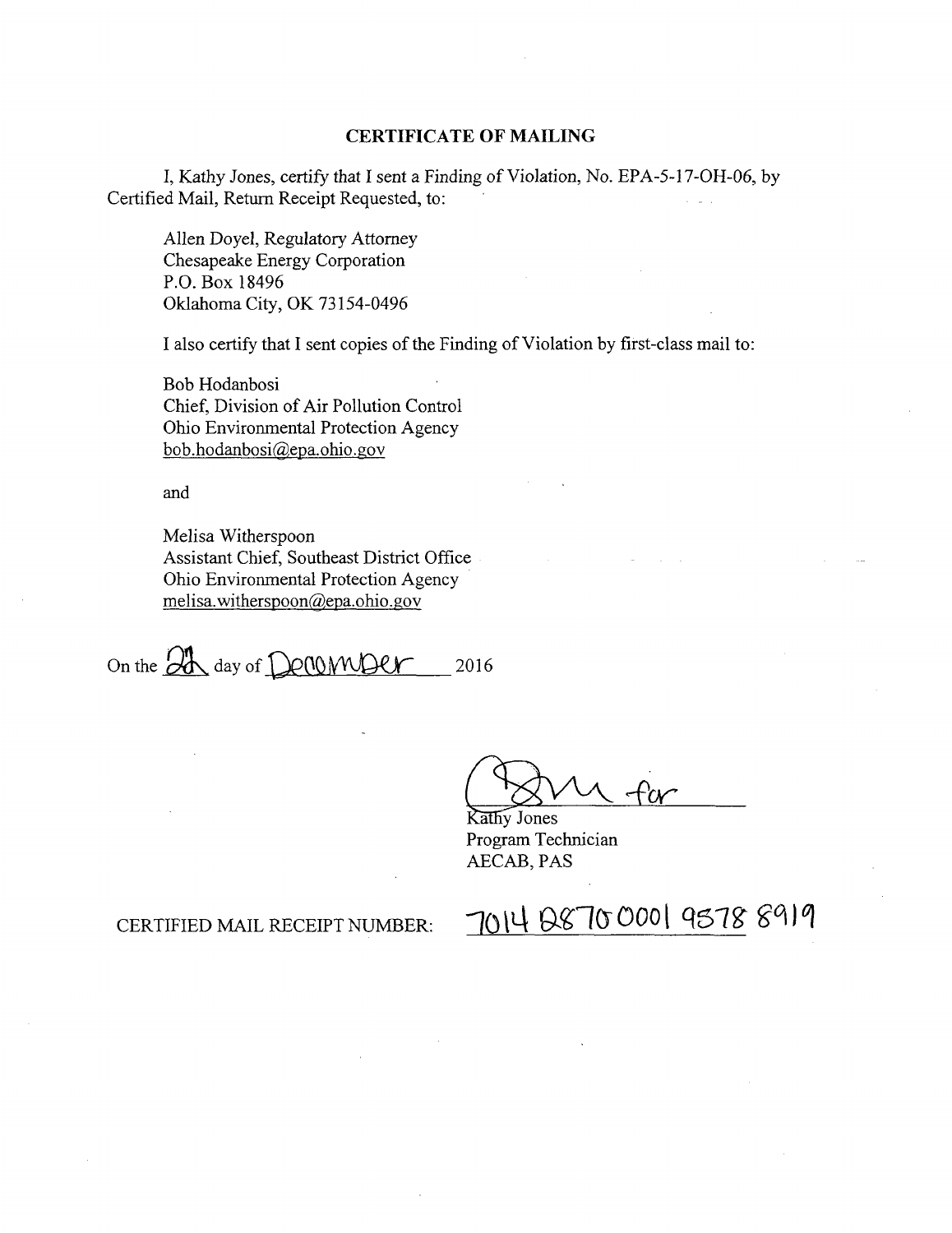# CERTIFICATE OF MAILING

I, Kathy Jones, certify that I sent a Finding of Violation, No. EPA-5-17-OH-06, by Certified Mail, Return Receipt Requested, to:

Allen Doyel, Regulatory Attorney
Chesapeake Energy Corporation
P.O. Box 18496
Oklahoma City, OK 73154-0496

I also certify that I sent copies of the Finding of Violation by first-class mail to:

Bob Hodanbosi
Chief, Division of Air Pollution Control
Ohio Environmental Protection Agency
bob.hodanbosi@epa.ohio.gov

and

Melisa Witherspoon
Assistant Chief, Southeast District Office
Ohio Environmental Protection Agency
melisa.witherspoon@epa.ohio.gov

On the 21 day of December 2016

for
Kathy Jones
Program Technician
AECAB, PAS

CERTIFIED MAIL RECEIPT NUMBER: 7014 2870 0001 9578 8919